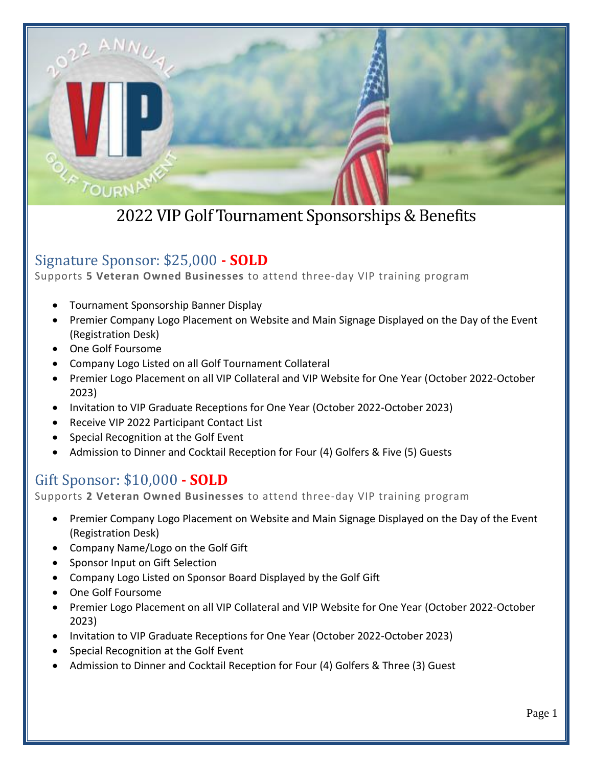# 2022 VIP Golf Tournament Sponsorships & Benefits

## Signature Sponsor: $25,000 - SOLD

Supports **5 Veteran Owned Businesses** to attend three-day VIP training program

- Tournament Sponsorship Banner Display
- Premier Company Logo Placement on Website and Main Signage Displayed on the Day of the Event (Registration Desk)
- One Golf Foursome
- Company Logo Listed on all Golf Tournament Collateral
- Premier Logo Placement on all VIP Collateral and VIP Website for One Year (October 2022-October 2023)
- Invitation to VIP Graduate Receptions for One Year (October 2022-October 2023)
- Receive VIP 2022 Participant Contact List
- Special Recognition at the Golf Event
- Admission to Dinner and Cocktail Reception for Four (4) Golfers & Five (5) Guests

## Gift Sponsor: $10,000 - SOLD

Supports **2 Veteran Owned Businesses** to attend three-day VIP training program

- Premier Company Logo Placement on Website and Main Signage Displayed on the Day of the Event (Registration Desk)
- Company Name/Logo on the Golf Gift
- Sponsor Input on Gift Selection
- Company Logo Listed on Sponsor Board Displayed by the Golf Gift
- One Golf Foursome
- Premier Logo Placement on all VIP Collateral and VIP Website for One Year (October 2022-October 2023)
- Invitation to VIP Graduate Receptions for One Year (October 2022-October 2023)
- Special Recognition at the Golf Event
- Admission to Dinner and Cocktail Reception for Four (4) Golfers & Three (3) Guest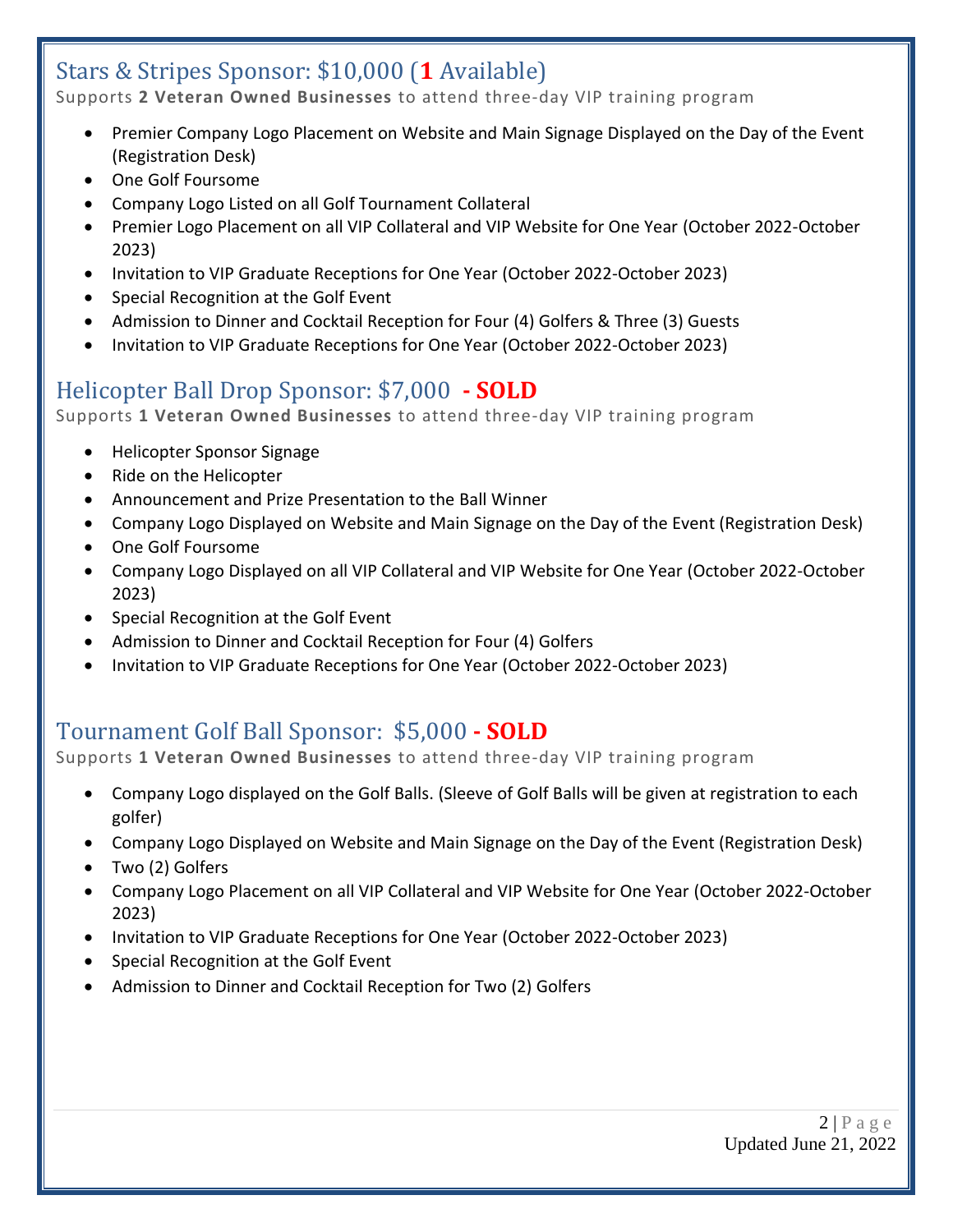## Stars & Stripes Sponsor: $10,000 (**1** Available)

Supports **2 Veteran Owned Businesses** to attend three-day VIP training program

- Premier Company Logo Placement on Website and Main Signage Displayed on the Day of the Event (Registration Desk)
- One Golf Foursome
- Company Logo Listed on all Golf Tournament Collateral
- Premier Logo Placement on all VIP Collateral and VIP Website for One Year (October 2022-October 2023)
- Invitation to VIP Graduate Receptions for One Year (October 2022-October 2023)
- Special Recognition at the Golf Event
- Admission to Dinner and Cocktail Reception for Four (4) Golfers & Three (3) Guests
- Invitation to VIP Graduate Receptions for One Year (October 2022-October 2023)

## Helicopter Ball Drop Sponsor: $7,000 **- SOLD**

Supports **1 Veteran Owned Businesses** to attend three-day VIP training program

- Helicopter Sponsor Signage
- Ride on the Helicopter
- Announcement and Prize Presentation to the Ball Winner
- Company Logo Displayed on Website and Main Signage on the Day of the Event (Registration Desk)
- One Golf Foursome
- Company Logo Displayed on all VIP Collateral and VIP Website for One Year (October 2022-October 2023)
- Special Recognition at the Golf Event
- Admission to Dinner and Cocktail Reception for Four (4) Golfers
- Invitation to VIP Graduate Receptions for One Year (October 2022-October 2023)

## Tournament Golf Ball Sponsor: $5,000 **- SOLD**

Supports **1 Veteran Owned Businesses** to attend three-day VIP training program

- Company Logo displayed on the Golf Balls. (Sleeve of Golf Balls will be given at registration to each golfer)
- Company Logo Displayed on Website and Main Signage on the Day of the Event (Registration Desk)
- Two (2) Golfers
- Company Logo Placement on all VIP Collateral and VIP Website for One Year (October 2022-October 2023)
- Invitation to VIP Graduate Receptions for One Year (October 2022-October 2023)
- Special Recognition at the Golf Event
- Admission to Dinner and Cocktail Reception for Two (2) Golfers

Updated June 21, 2022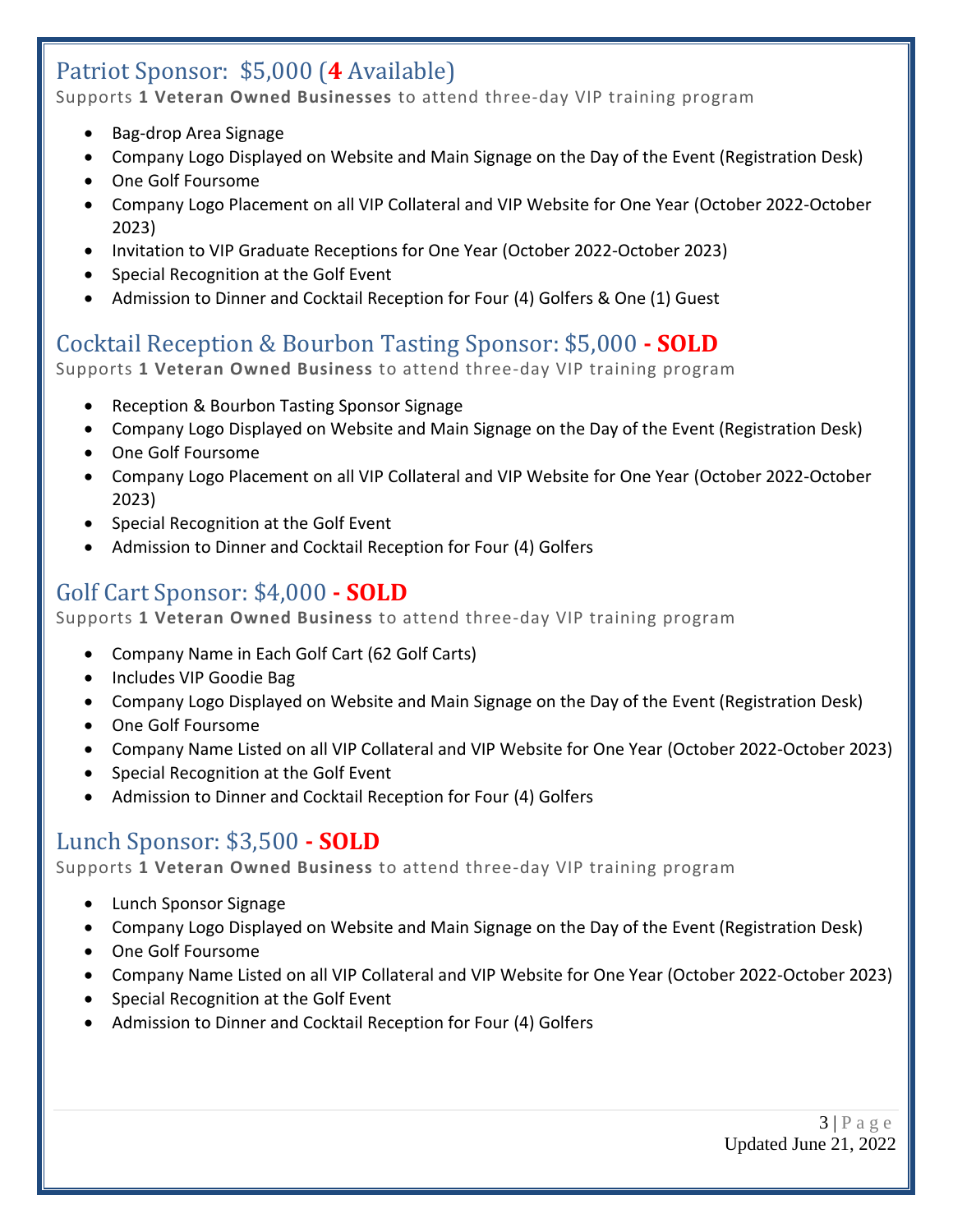## Patriot Sponsor: $5,000 (**4** Available)

Supports **1 Veteran Owned Businesses** to attend three-day VIP training program

- Bag-drop Area Signage
- Company Logo Displayed on Website and Main Signage on the Day of the Event (Registration Desk)
- One Golf Foursome
- Company Logo Placement on all VIP Collateral and VIP Website for One Year (October 2022-October 2023)
- Invitation to VIP Graduate Receptions for One Year (October 2022-October 2023)
- Special Recognition at the Golf Event
- Admission to Dinner and Cocktail Reception for Four (4) Golfers & One (1) Guest

## Cocktail Reception & Bourbon Tasting Sponsor: $5,000 **- SOLD**

Supports **1 Veteran Owned Business** to attend three-day VIP training program

- Reception & Bourbon Tasting Sponsor Signage
- Company Logo Displayed on Website and Main Signage on the Day of the Event (Registration Desk)
- One Golf Foursome
- Company Logo Placement on all VIP Collateral and VIP Website for One Year (October 2022-October 2023)
- Special Recognition at the Golf Event
- Admission to Dinner and Cocktail Reception for Four (4) Golfers

## Golf Cart Sponsor: $4,000 **- SOLD**

Supports **1 Veteran Owned Business** to attend three-day VIP training program

- Company Name in Each Golf Cart (62 Golf Carts)
- Includes VIP Goodie Bag
- Company Logo Displayed on Website and Main Signage on the Day of the Event (Registration Desk)
- One Golf Foursome
- Company Name Listed on all VIP Collateral and VIP Website for One Year (October 2022-October 2023)
- Special Recognition at the Golf Event
- Admission to Dinner and Cocktail Reception for Four (4) Golfers

## Lunch Sponsor: $3,500 **- SOLD**

Supports **1 Veteran Owned Business** to attend three-day VIP training program

- Lunch Sponsor Signage
- Company Logo Displayed on Website and Main Signage on the Day of the Event (Registration Desk)
- One Golf Foursome
- Company Name Listed on all VIP Collateral and VIP Website for One Year (October 2022-October 2023)
- Special Recognition at the Golf Event
- Admission to Dinner and Cocktail Reception for Four (4) Golfers

Updated June 21, 2022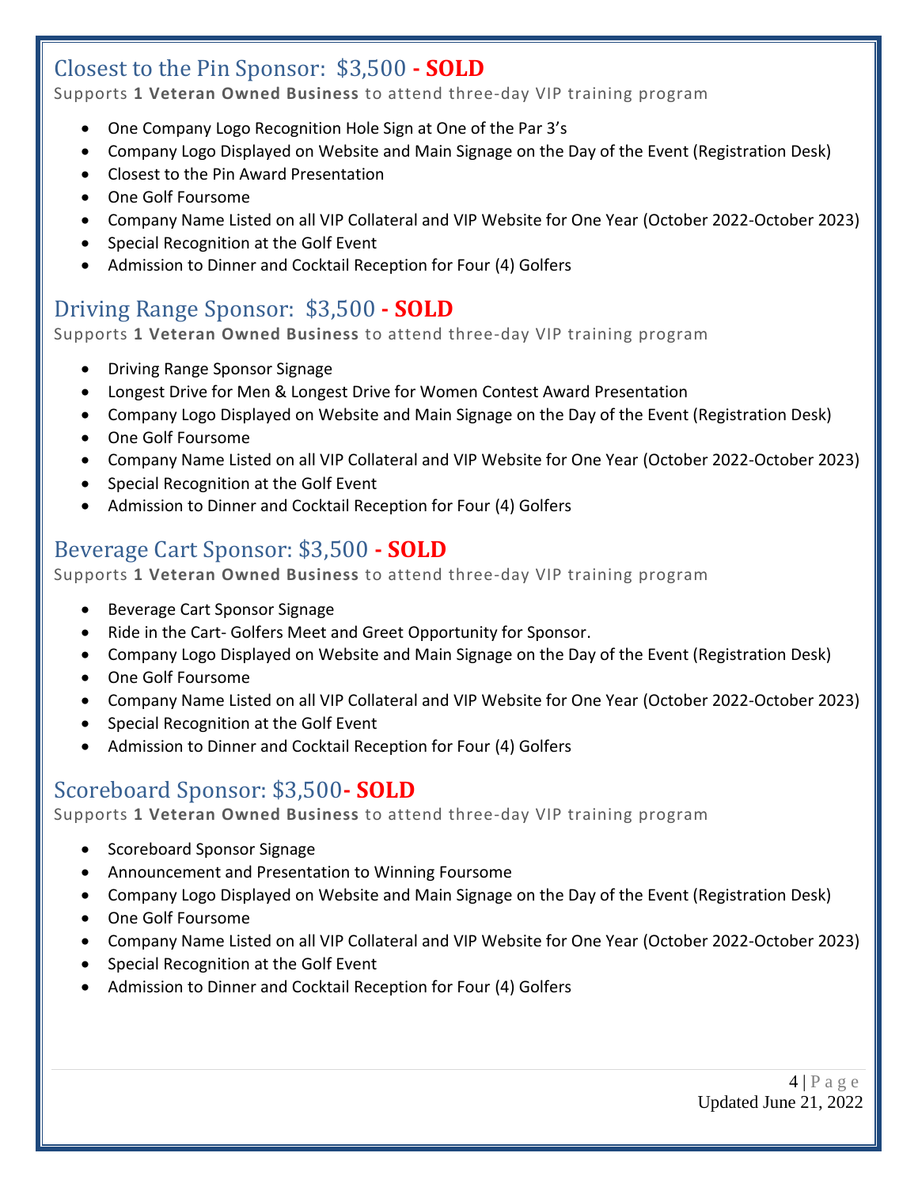## Closest to the Pin Sponsor: $3,500 **- SOLD**

Supports **1 Veteran Owned Business** to attend three-day VIP training program

- One Company Logo Recognition Hole Sign at One of the Par 3's
- Company Logo Displayed on Website and Main Signage on the Day of the Event (Registration Desk)
- Closest to the Pin Award Presentation
- One Golf Foursome
- Company Name Listed on all VIP Collateral and VIP Website for One Year (October 2022-October 2023)
- Special Recognition at the Golf Event
- Admission to Dinner and Cocktail Reception for Four (4) Golfers

## Driving Range Sponsor: $3,500 **- SOLD**

Supports **1 Veteran Owned Business** to attend three-day VIP training program

- Driving Range Sponsor Signage
- Longest Drive for Men & Longest Drive for Women Contest Award Presentation
- Company Logo Displayed on Website and Main Signage on the Day of the Event (Registration Desk)
- One Golf Foursome
- Company Name Listed on all VIP Collateral and VIP Website for One Year (October 2022-October 2023)
- Special Recognition at the Golf Event
- Admission to Dinner and Cocktail Reception for Four (4) Golfers

## Beverage Cart Sponsor: $3,500 **- SOLD**

Supports **1 Veteran Owned Business** to attend three-day VIP training program

- Beverage Cart Sponsor Signage
- Ride in the Cart- Golfers Meet and Greet Opportunity for Sponsor.
- Company Logo Displayed on Website and Main Signage on the Day of the Event (Registration Desk)
- One Golf Foursome
- Company Name Listed on all VIP Collateral and VIP Website for One Year (October 2022-October 2023)
- Special Recognition at the Golf Event
- Admission to Dinner and Cocktail Reception for Four (4) Golfers

## Scoreboard Sponsor: $3,500**- SOLD**

Supports **1 Veteran Owned Business** to attend three-day VIP training program

- Scoreboard Sponsor Signage
- Announcement and Presentation to Winning Foursome
- Company Logo Displayed on Website and Main Signage on the Day of the Event (Registration Desk)
- One Golf Foursome
- Company Name Listed on all VIP Collateral and VIP Website for One Year (October 2022-October 2023)
- Special Recognition at the Golf Event
- Admission to Dinner and Cocktail Reception for Four (4) Golfers

Updated June 21, 2022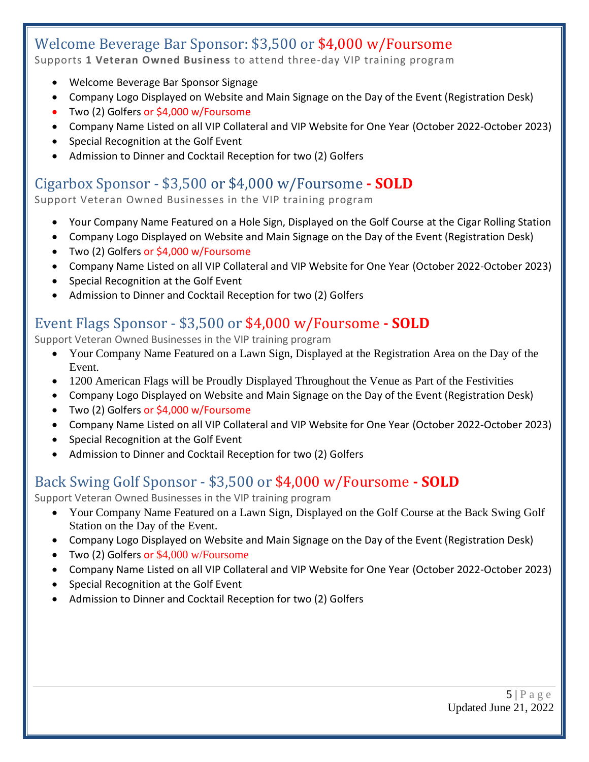## Welcome Beverage Bar Sponsor: $3,500 or $4,000 w/Foursome

Supports **1 Veteran Owned Business** to attend three-day VIP training program

- Welcome Beverage Bar Sponsor Signage
- Company Logo Displayed on Website and Main Signage on the Day of the Event (Registration Desk)
- Two (2) Golfers or $4,000 w/Foursome
- Company Name Listed on all VIP Collateral and VIP Website for One Year (October 2022-October 2023)
- Special Recognition at the Golf Event
- Admission to Dinner and Cocktail Reception for two (2) Golfers

## Cigarbox Sponsor - $3,500 or $4,000 w/Foursome **- SOLD**

Support Veteran Owned Businesses in the VIP training program

- Your Company Name Featured on a Hole Sign, Displayed on the Golf Course at the Cigar Rolling Station
- Company Logo Displayed on Website and Main Signage on the Day of the Event (Registration Desk)
- Two (2) Golfers or $4,000 w/Foursome
- Company Name Listed on all VIP Collateral and VIP Website for One Year (October 2022-October 2023)
- Special Recognition at the Golf Event
- Admission to Dinner and Cocktail Reception for two (2) Golfers

## Event Flags Sponsor - $3,500 or $4,000 w/Foursome **- SOLD**

Support Veteran Owned Businesses in the VIP training program

- Your Company Name Featured on a Lawn Sign, Displayed at the Registration Area on the Day of the Event.
- 1200 American Flags will be Proudly Displayed Throughout the Venue as Part of the Festivities
- Company Logo Displayed on Website and Main Signage on the Day of the Event (Registration Desk)
- Two (2) Golfers or $4,000 w/Foursome
- Company Name Listed on all VIP Collateral and VIP Website for One Year (October 2022-October 2023)
- Special Recognition at the Golf Event
- Admission to Dinner and Cocktail Reception for two (2) Golfers

## Back Swing Golf Sponsor - $3,500 or $4,000 w/Foursome **- SOLD**

Support Veteran Owned Businesses in the VIP training program

- Your Company Name Featured on a Lawn Sign, Displayed on the Golf Course at the Back Swing Golf Station on the Day of the Event.
- Company Logo Displayed on Website and Main Signage on the Day of the Event (Registration Desk)
- Two (2) Golfers or $4,000 w/Foursome
- Company Name Listed on all VIP Collateral and VIP Website for One Year (October 2022-October 2023)
- Special Recognition at the Golf Event
- Admission to Dinner and Cocktail Reception for two (2) Golfers

Updated June 21, 2022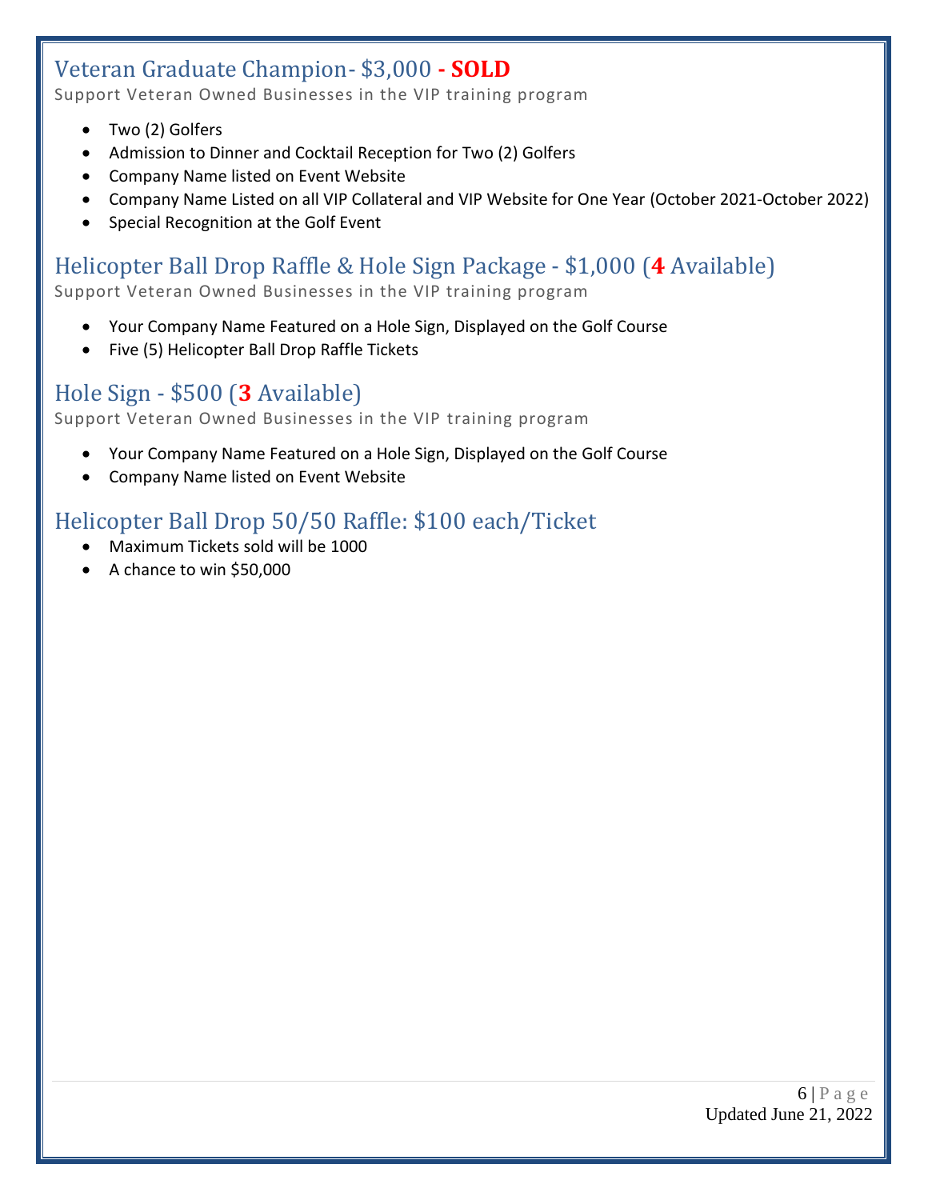## Veteran Graduate Champion- $3,000 **- SOLD**

Support Veteran Owned Businesses in the VIP training program

- Two (2) Golfers
- Admission to Dinner and Cocktail Reception for Two (2) Golfers
- Company Name listed on Event Website
- Company Name Listed on all VIP Collateral and VIP Website for One Year (October 2021-October 2022)
- Special Recognition at the Golf Event

## Helicopter Ball Drop Raffle & Hole Sign Package - $1,000 (**4** Available)

Support Veteran Owned Businesses in the VIP training program

- Your Company Name Featured on a Hole Sign, Displayed on the Golf Course
- Five (5) Helicopter Ball Drop Raffle Tickets

## Hole Sign - $500 (**3** Available)

Support Veteran Owned Businesses in the VIP training program

- Your Company Name Featured on a Hole Sign, Displayed on the Golf Course
- Company Name listed on Event Website

## Helicopter Ball Drop 50/50 Raffle: $100 each/Ticket

- Maximum Tickets sold will be 1000
- A chance to win $50,000

Updated June 21, 2022